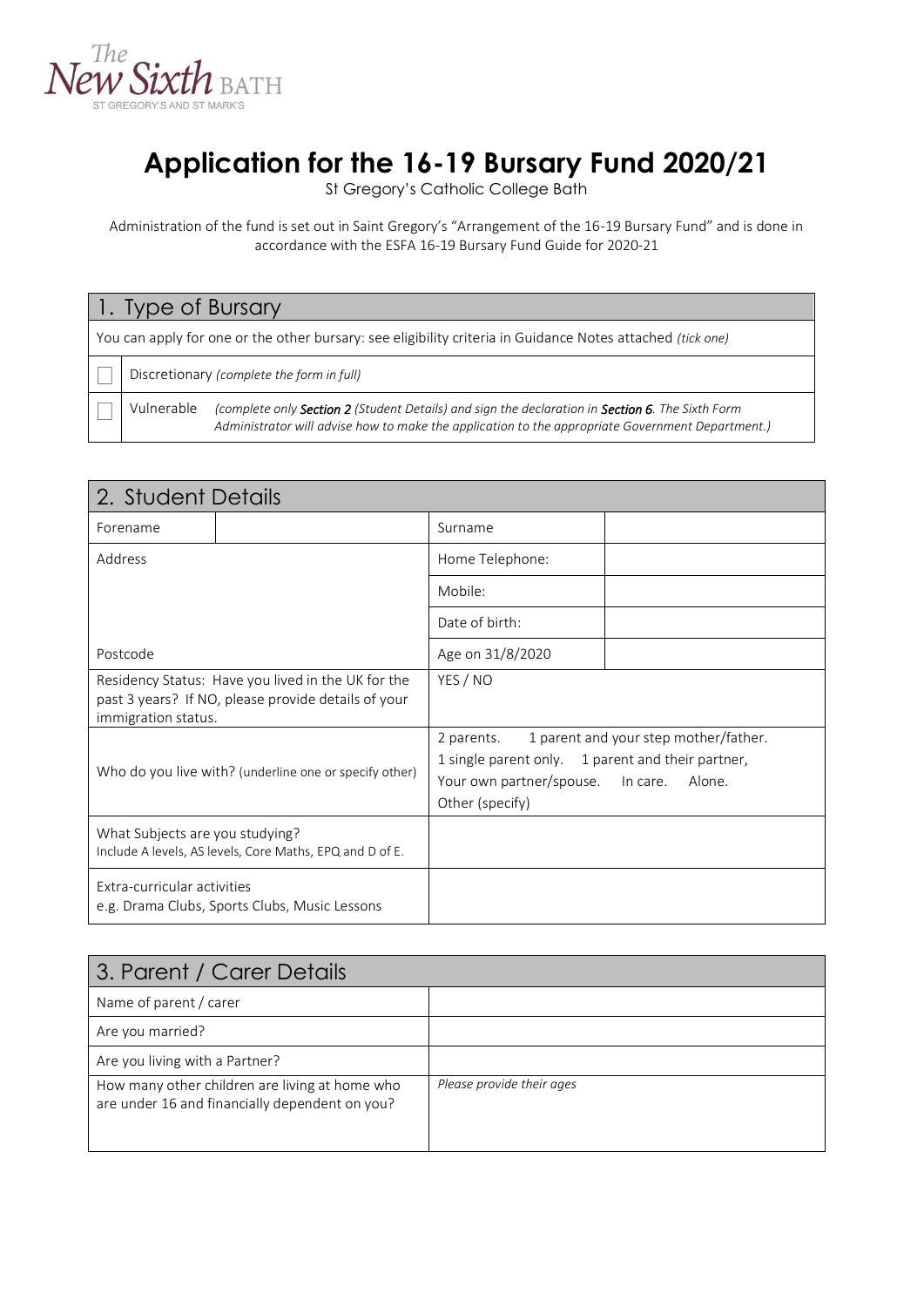The New Sixth BATH
ST GREGORY'S AND ST MARK'S

# Application for the 16-19 Bursary Fund 2020/21

St Gregory's Catholic College Bath

Administration of the fund is set out in Saint Gregory's "Arrangement of the 16-19 Bursary Fund" and is done in accordance with the ESFA 16-19 Bursary Fund Guide for 2020-21

## 1. Type of Bursary

You can apply for one or the other bursary: see eligibility criteria in Guidance Notes attached *(tick one)*

| | |
|---|---|
| ☐ | Discretionary *(complete the form in full)* |
| ☐ | Vulnerable *(complete only **Section 2** (Student Details) and sign the declaration in **Section 6**. The Sixth Form Administrator will advise how to make the application to the appropriate Government Department.)* |

## 2. Student Details

| | | | |
|---|---|---|---|
| Forename | | Surname | |
| Address | | Home Telephone: | |
| | | Mobile: | |
| | | Date of birth: | |
| Postcode | | Age on 31/8/2020 | |
| Residency Status: Have you lived in the UK for the past 3 years? If NO, please provide details of your immigration status. | | YES / NO | |
| Who do you live with? (underline one or specify other) | | 2 parents. 1 parent and your step mother/father. 1 single parent only. 1 parent and their partner, Your own partner/spouse. In care. Alone. Other (specify) | |
| What Subjects are you studying? Include A levels, AS levels, Core Maths, EPQ and D of E. | | | |
| Extra-curricular activities e.g. Drama Clubs, Sports Clubs, Music Lessons | | | |

## 3. Parent / Carer Details

| | |
|---|---|
| Name of parent / carer | |
| Are you married? | |
| Are you living with a Partner? | |
| How many other children are living at home who are under 16 and financially dependent on you? | *Please provide their ages* |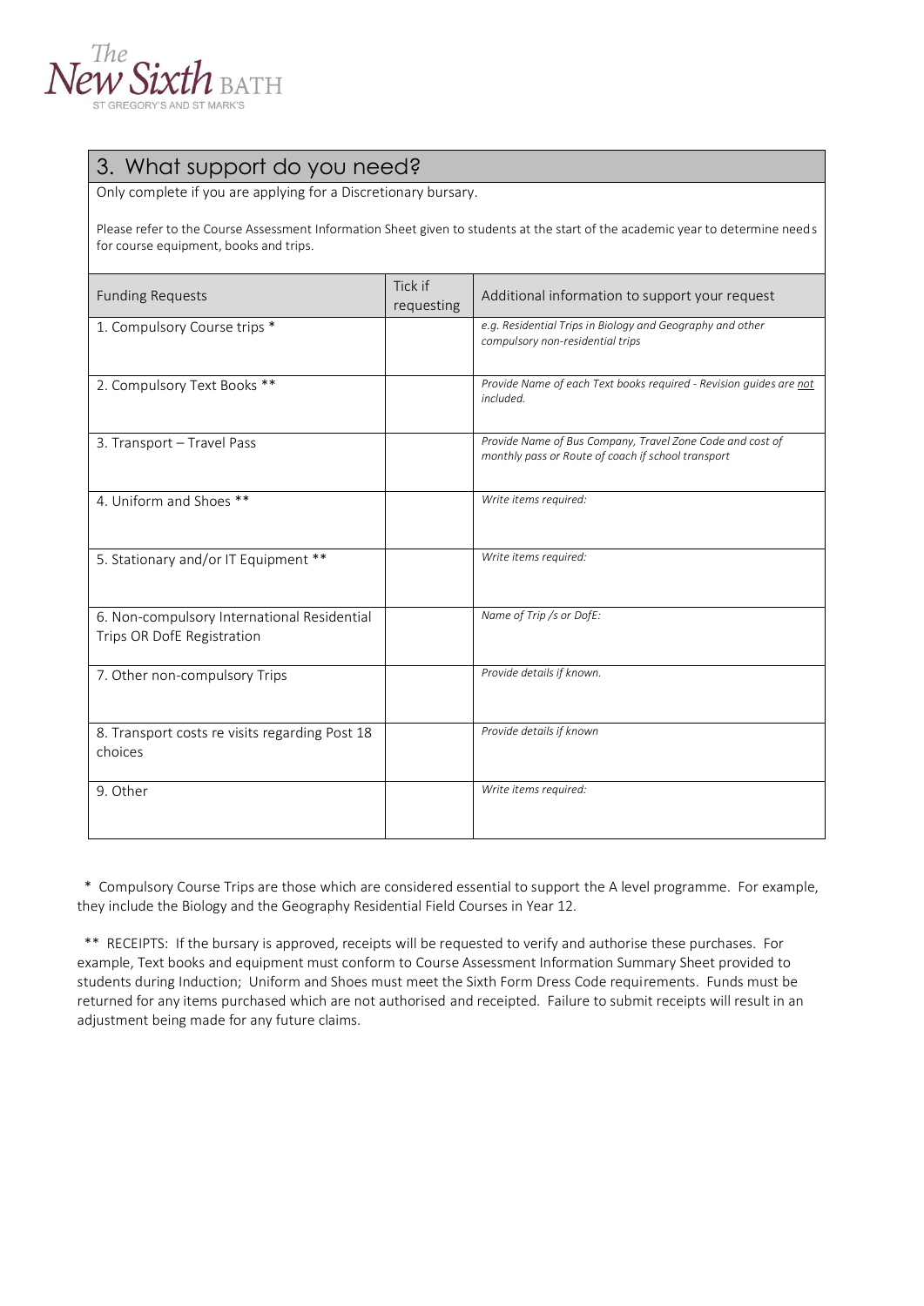## 3. What support do you need?

Only complete if you are applying for a Discretionary bursary.

Please refer to the Course Assessment Information Sheet given to students at the start of the academic year to determine needs for course equipment, books and trips.

| Funding Requests | Tick if requesting | Additional information to support your request |
|---|---|---|
| 1. Compulsory Course trips * | | *e.g. Residential Trips in Biology and Geography and other compulsory non-residential trips* |
| 2. Compulsory Text Books ** | | *Provide Name of each Text books required - Revision guides are not included.* |
| 3. Transport – Travel Pass | | *Provide Name of Bus Company, Travel Zone Code and cost of monthly pass or Route of coach if school transport* |
| 4. Uniform and Shoes ** | | *Write items required:* |
| 5. Stationary and/or IT Equipment ** | | *Write items required:* |
| 6. Non-compulsory International Residential Trips OR DofE Registration | | *Name of Trip /s or DofE:* |
| 7. Other non-compulsory Trips | | *Provide details if known.* |
| 8. Transport costs re visits regarding Post 18 choices | | *Provide details if known* |
| 9. Other | | *Write items required:* |

* Compulsory Course Trips are those which are considered essential to support the A level programme. For example, they include the Biology and the Geography Residential Field Courses in Year 12.

** RECEIPTS: If the bursary is approved, receipts will be requested to verify and authorise these purchases. For example, Text books and equipment must conform to Course Assessment Information Summary Sheet provided to students during Induction; Uniform and Shoes must meet the Sixth Form Dress Code requirements. Funds must be returned for any items purchased which are not authorised and receipted. Failure to submit receipts will result in an adjustment being made for any future claims.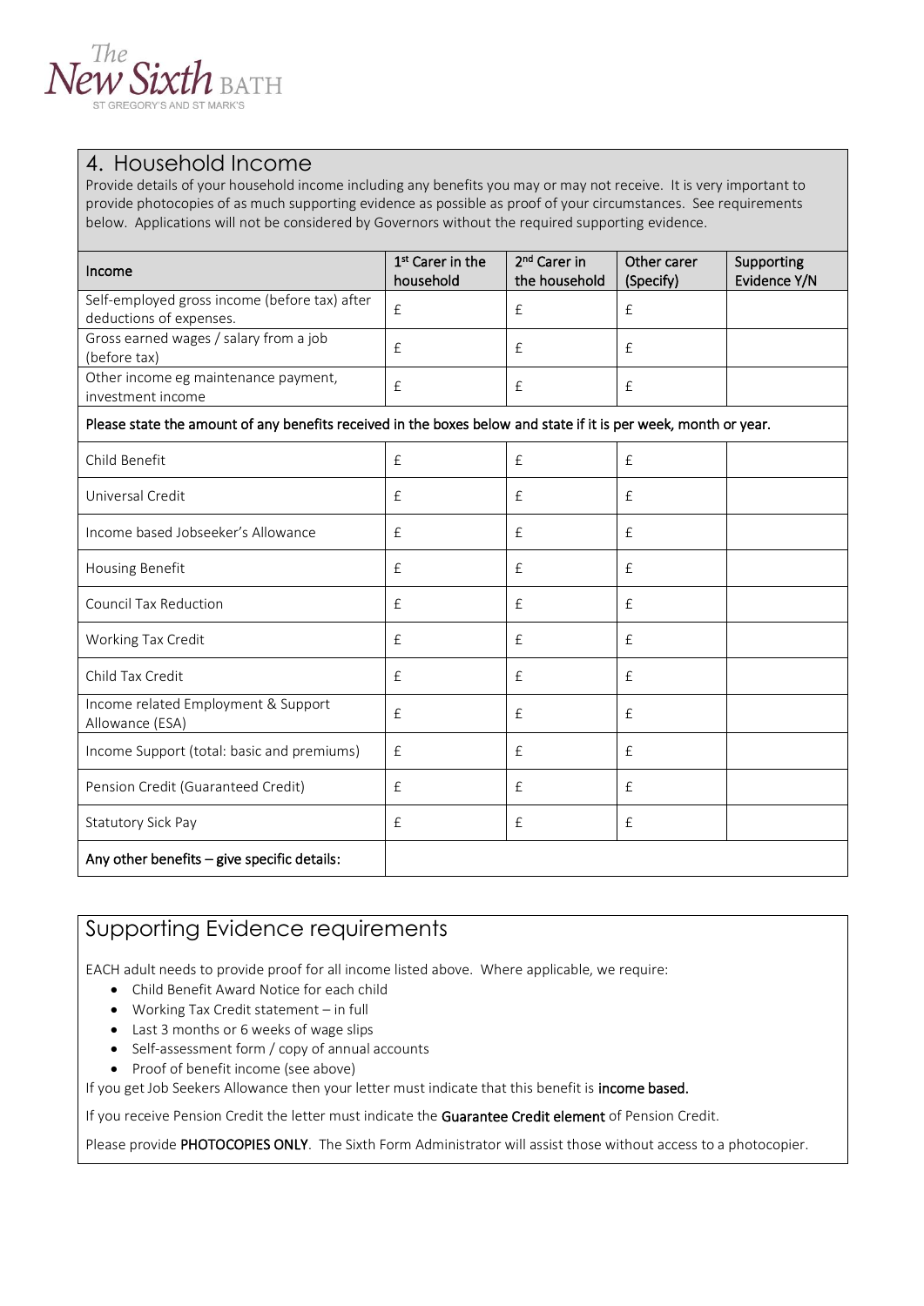## 4. Household Income

Provide details of your household income including any benefits you may or may not receive. It is very important to provide photocopies of as much supporting evidence as possible as proof of your circumstances. See requirements below. Applications will not be considered by Governors without the required supporting evidence.

| **Income** | **1st Carer in the household** | **2nd Carer in the household** | **Other carer (Specify)** | **Supporting Evidence Y/N** |
|---|---|---|---|---|
| Self-employed gross income (before tax) after deductions of expenses. | £ | £ | £ | |
| Gross earned wages / salary from a job (before tax) | £ | £ | £ | |
| Other income eg maintenance payment, investment income | £ | £ | £ | |
| **Please state the amount of any benefits received in the boxes below and state if it is per week, month or year.** | | | | |
| Child Benefit | £ | £ | £ | |
| Universal Credit | £ | £ | £ | |
| Income based Jobseeker's Allowance | £ | £ | £ | |
| Housing Benefit | £ | £ | £ | |
| Council Tax Reduction | £ | £ | £ | |
| Working Tax Credit | £ | £ | £ | |
| Child Tax Credit | £ | £ | £ | |
| Income related Employment & Support Allowance (ESA) | £ | £ | £ | |
| Income Support (total: basic and premiums) | £ | £ | £ | |
| Pension Credit (Guaranteed Credit) | £ | £ | £ | |
| Statutory Sick Pay | £ | £ | £ | |
| **Any other benefits – give specific details:** | | | | |

## Supporting Evidence requirements

EACH adult needs to provide proof for all income listed above. Where applicable, we require:

- Child Benefit Award Notice for each child
- Working Tax Credit statement – in full
- Last 3 months or 6 weeks of wage slips
- Self-assessment form / copy of annual accounts
- Proof of benefit income (see above)

If you get Job Seekers Allowance then your letter must indicate that this benefit is **income based.**

If you receive Pension Credit the letter must indicate the **Guarantee Credit element** of Pension Credit.

Please provide **PHOTOCOPIES ONLY**. The Sixth Form Administrator will assist those without access to a photocopier.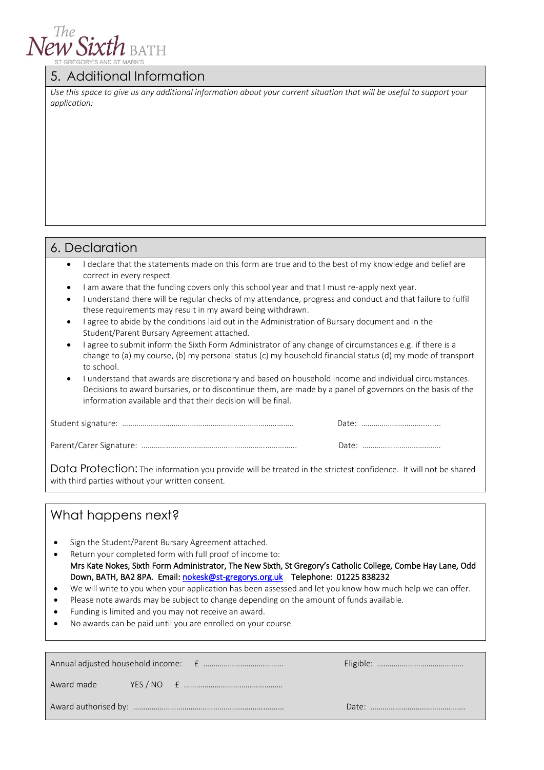The New Sixth BATH
ST GREGORY'S AND ST MARK'S

## 5. Additional Information

*Use this space to give us any additional information about your current situation that will be useful to support your application:*

## 6. Declaration

- I declare that the statements made on this form are true and to the best of my knowledge and belief are correct in every respect.
- I am aware that the funding covers only this school year and that I must re-apply next year.
- I understand there will be regular checks of my attendance, progress and conduct and that failure to fulfil these requirements may result in my award being withdrawn.
- I agree to abide by the conditions laid out in the Administration of Bursary document and in the Student/Parent Bursary Agreement attached.
- I agree to submit inform the Sixth Form Administrator of any change of circumstances e.g. if there is a change to (a) my course, (b) my personal status (c) my household financial status (d) my mode of transport to school.
- I understand that awards are discretionary and based on household income and individual circumstances. Decisions to award bursaries, or to discontinue them, are made by a panel of governors on the basis of the information available and that their decision will be final.

Student signature: ………………………………………………………………………. Date: ……………………………….

Parent/Carer Signature: ……………………………………………………………….. Date: ……………………………….

Data Protection: The information you provide will be treated in the strictest confidence. It will not be shared with third parties without your written consent.

## What happens next?

- Sign the Student/Parent Bursary Agreement attached.
- Return your completed form with full proof of income to:
  **Mrs Kate Nokes, Sixth Form Administrator, The New Sixth, St Gregory's Catholic College, Combe Hay Lane, Odd Down, BATH, BA2 8PA. Email: nokesk@st-gregorys.org.uk Telephone: 01225 838232**
- We will write to you when your application has been assessed and let you know how much help we can offer.
- Please note awards may be subject to change depending on the amount of funds available.
- Funding is limited and you may not receive an award.
- No awards can be paid until you are enrolled on your course.

Annual adjusted household income: £ ………………………………… Eligible: ……………………………………

Award made YES / NO £ …………………………………………

Award authorised by: ……………………………………………………………… Date: ………………………………………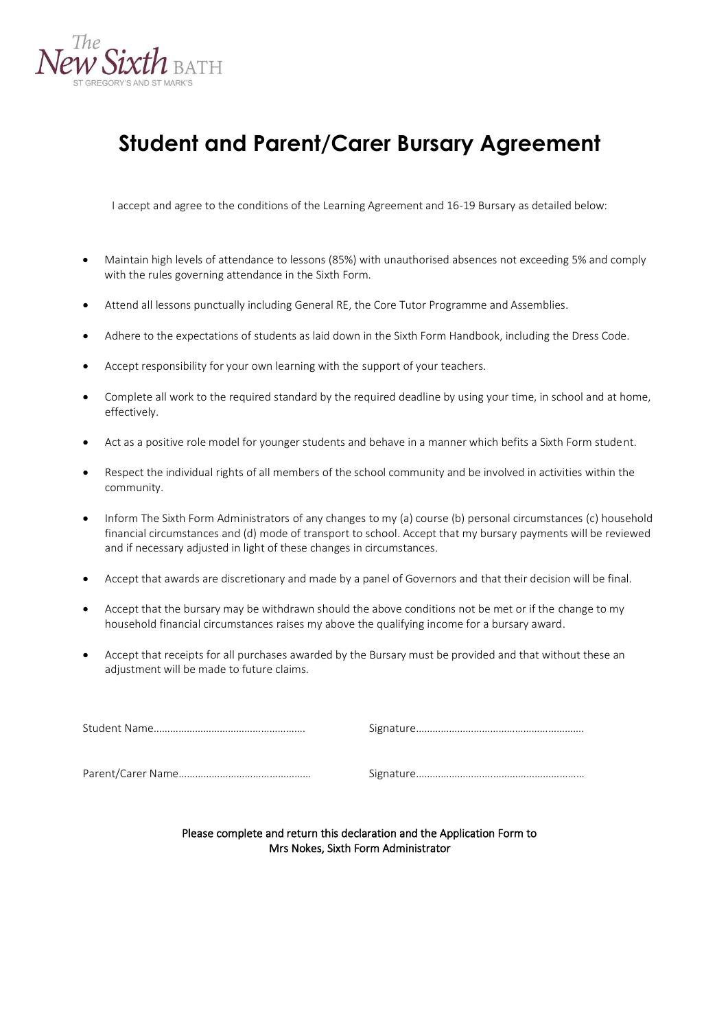The New Sixth BATH
ST GREGORY'S AND ST MARK'S

# Student and Parent/Carer Bursary Agreement

I accept and agree to the conditions of the Learning Agreement and 16-19 Bursary as detailed below:

- Maintain high levels of attendance to lessons (85%) with unauthorised absences not exceeding 5% and comply with the rules governing attendance in the Sixth Form.
- Attend all lessons punctually including General RE, the Core Tutor Programme and Assemblies.
- Adhere to the expectations of students as laid down in the Sixth Form Handbook, including the Dress Code.
- Accept responsibility for your own learning with the support of your teachers.
- Complete all work to the required standard by the required deadline by using your time, in school and at home, effectively.
- Act as a positive role model for younger students and behave in a manner which befits a Sixth Form student.
- Respect the individual rights of all members of the school community and be involved in activities within the community.
- Inform The Sixth Form Administrators of any changes to my (a) course (b) personal circumstances (c) household financial circumstances and (d) mode of transport to school. Accept that my bursary payments will be reviewed and if necessary adjusted in light of these changes in circumstances.
- Accept that awards are discretionary and made by a panel of Governors and that their decision will be final.
- Accept that the bursary may be withdrawn should the above conditions not be met or if the change to my household financial circumstances raises my above the qualifying income for a bursary award.
- Accept that receipts for all purchases awarded by the Bursary must be provided and that without these an adjustment will be made to future claims.

Student Name……………………………………………… Signature……………………………………………………

Parent/Carer Name………………………………………… Signature……………………………………………………

Please complete and return this declaration and the Application Form to
Mrs Nokes, Sixth Form Administrator